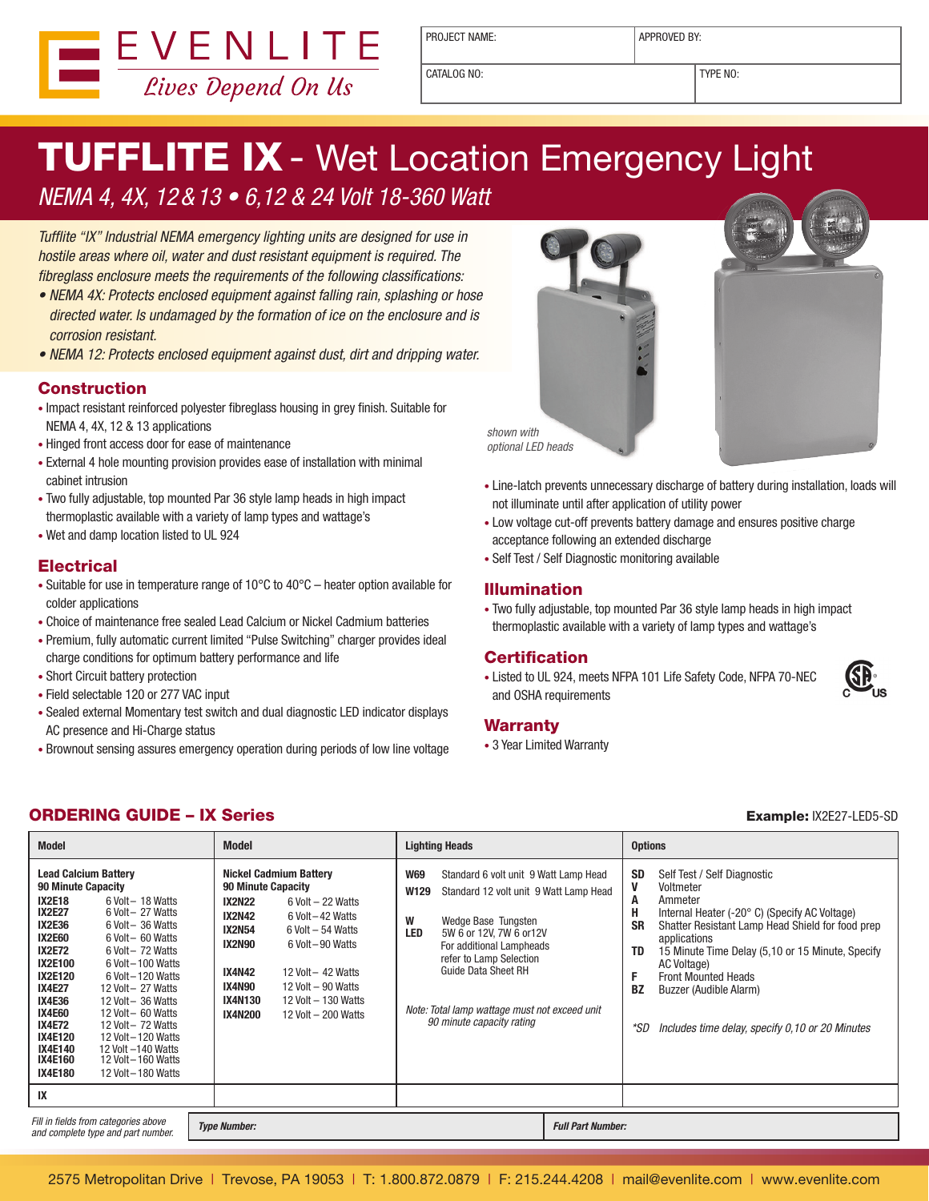EVENLITE
*Lives Depend On Us*

| PROJECT NAME: | APPROVED BY: |
|---|---|
| CATALOG NO: | TYPE NO: |

# TUFFLITE IX - Wet Location Emergency Light

*NEMA 4, 4X, 12 & 13 • 6,12 & 24 Volt 18-360 Watt*

*Tufflite "IX" Industrial NEMA emergency lighting units are designed for use in hostile areas where oil, water and dust resistant equipment is required. The fibreglass enclosure meets the requirements of the following classifications:*

- *NEMA 4X: Protects enclosed equipment against falling rain, splashing or hose directed water. Is undamaged by the formation of ice on the enclosure and is corrosion resistant.*
- *NEMA 12: Protects enclosed equipment against dust, dirt and dripping water.*

*shown with optional LED heads*

## Construction

- Impact resistant reinforced polyester fibreglass housing in grey finish. Suitable for NEMA 4, 4X, 12 & 13 applications
- Hinged front access door for ease of maintenance
- External 4 hole mounting provision provides ease of installation with minimal cabinet intrusion
- Two fully adjustable, top mounted Par 36 style lamp heads in high impact thermoplastic available with a variety of lamp types and wattage's
- Wet and damp location listed to UL 924

## Electrical

- Suitable for use in temperature range of 10°C to 40°C – heater option available for colder applications
- Choice of maintenance free sealed Lead Calcium or Nickel Cadmium batteries
- Premium, fully automatic current limited "Pulse Switching" charger provides ideal charge conditions for optimum battery performance and life
- Short Circuit battery protection
- Field selectable 120 or 277 VAC input
- Sealed external Momentary test switch and dual diagnostic LED indicator displays AC presence and Hi-Charge status
- Brownout sensing assures emergency operation during periods of low line voltage
- Line-latch prevents unnecessary discharge of battery during installation, loads will not illuminate until after application of utility power
- Low voltage cut-off prevents battery damage and ensures positive charge acceptance following an extended discharge
- Self Test / Self Diagnostic monitoring available

## Illumination

- Two fully adjustable, top mounted Par 36 style lamp heads in high impact thermoplastic available with a variety of lamp types and wattage's

## Certification

- Listed to UL 924, meets NFPA 101 Life Safety Code, NFPA 70-NEC and OSHA requirements

## Warranty

- 3 Year Limited Warranty

## ORDERING GUIDE – IX Series

**Example:** IX2E27-LED5-SD

| Model | Model | Lighting Heads | Options |
|---|---|---|---|
| **Lead Calcium Battery 90 Minute Capacity**<br>**IX2E18** 6 Volt – 18 Watts<br>**IX2E27** 6 Volt – 27 Watts<br>**IX2E36** 6 Volt – 36 Watts<br>**IX2E60** 6 Volt – 60 Watts<br>**IX2E72** 6 Volt – 72 Watts<br>**IX2E100** 6 Volt – 100 Watts<br>**IX2E120** 6 Volt – 120 Watts<br>**IX4E27** 12 Volt – 27 Watts<br>**IX4E36** 12 Volt – 36 Watts<br>**IX4E60** 12 Volt – 60 Watts<br>**IX4E72** 12 Volt – 72 Watts<br>**IX4E120** 12 Volt – 120 Watts<br>**IX4E140** 12 Volt – 140 Watts<br>**IX4E160** 12 Volt – 160 Watts<br>**IX4E180** 12 Volt – 180 Watts | **Nickel Cadmium Battery 90 Minute Capacity**<br>**IX2N22** 6 Volt – 22 Watts<br>**IX2N42** 6 Volt – 42 Watts<br>**IX2N54** 6 Volt – 54 Watts<br>**IX2N90** 6 Volt – 90 Watts<br><br>**IX4N42** 12 Volt – 42 Watts<br>**IX4N90** 12 Volt – 90 Watts<br>**IX4N130** 12 Volt – 130 Watts<br>**IX4N200** 12 Volt – 200 Watts | **W69** Standard 6 volt unit 9 Watt Lamp Head<br>**W129** Standard 12 volt unit 9 Watt Lamp Head<br><br>**W** Wedge Base Tungsten<br>**LED** 5W 6 or 12V, 7W 6 or12V<br>For additional Lampheads refer to Lamp Selection Guide Data Sheet RH<br><br>*Note: Total lamp wattage must not exceed unit 90 minute capacity rating* | **SD** Self Test / Self Diagnostic<br>**V** Voltmeter<br>**A** Ammeter<br>**H** Internal Heater (-20° C) (Specify AC Voltage)<br>**SR** Shatter Resistant Lamp Head Shield for food prep applications<br>**TD** 15 Minute Time Delay (5,10 or 15 Minute, Specify AC Voltage)<br>**F** Front Mounted Heads<br>**BZ** Buzzer (Audible Alarm)<br><br>*\*SD Includes time delay, specify 0,10 or 20 Minutes* |
| **IX** | | | |

*Fill in fields from categories above and complete type and part number.*

| ***Type Number:*** | ***Full Part Number:*** |
|---|---|
| | |

2575 Metropolitan Drive | Trevose, PA 19053 | T: 1.800.872.0879 | F: 215.244.4208 | mail@evenlite.com | www.evenlite.com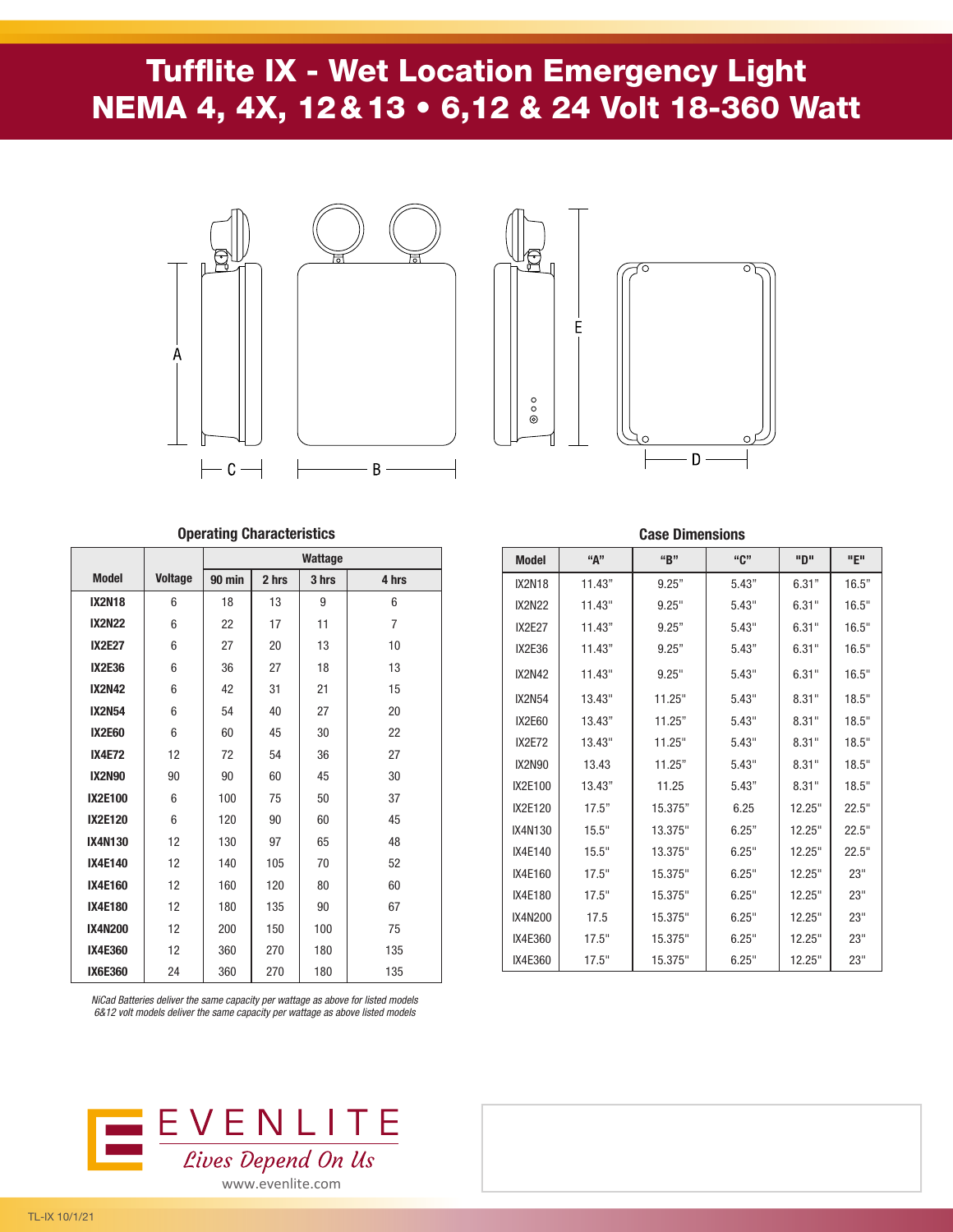# Tufflite IX - Wet Location Emergency Light
# NEMA 4, 4X, 12 & 13 • 6,12 & 24 Volt 18-360 Watt

A

C

B

E

D

### Operating Characteristics

| Model | Voltage | Wattage | | | |
|---|---|---|---|---|---|
| | | 90 min | 2 hrs | 3 hrs | 4 hrs |
| **IX2N18** | 6 | 18 | 13 | 9 | 6 |
| **IX2N22** | 6 | 22 | 17 | 11 | 7 |
| **IX2E27** | 6 | 27 | 20 | 13 | 10 |
| **IX2E36** | 6 | 36 | 27 | 18 | 13 |
| **IX2N42** | 6 | 42 | 31 | 21 | 15 |
| **IX2N54** | 6 | 54 | 40 | 27 | 20 |
| **IX2E60** | 6 | 60 | 45 | 30 | 22 |
| **IX4E72** | 12 | 72 | 54 | 36 | 27 |
| **IX2N90** | 90 | 90 | 60 | 45 | 30 |
| **IX2E100** | 6 | 100 | 75 | 50 | 37 |
| **IX2E120** | 6 | 120 | 90 | 60 | 45 |
| **IX4N130** | 12 | 130 | 97 | 65 | 48 |
| **IX4E140** | 12 | 140 | 105 | 70 | 52 |
| **IX4E160** | 12 | 160 | 120 | 80 | 60 |
| **IX4E180** | 12 | 180 | 135 | 90 | 67 |
| **IX4N200** | 12 | 200 | 150 | 100 | 75 |
| **IX4E360** | 12 | 360 | 270 | 180 | 135 |
| **IX6E360** | 24 | 360 | 270 | 180 | 135 |

*NiCad Batteries deliver the same capacity per wattage as above for listed models*
*6&12 volt models deliver the same capacity per wattage as above listed models*

### Case Dimensions

| Model | "A" | "B" | "C" | "D" | "E" |
|---|---|---|---|---|---|
| IX2N18 | 11.43" | 9.25" | 5.43" | 6.31" | 16.5" |
| IX2N22 | 11.43" | 9.25" | 5.43" | 6.31" | 16.5" |
| IX2E27 | 11.43" | 9.25" | 5.43" | 6.31" | 16.5" |
| IX2E36 | 11.43" | 9.25" | 5.43" | 6.31" | 16.5" |
| IX2N42 | 11.43" | 9.25" | 5.43" | 6.31" | 16.5" |
| IX2N54 | 13.43" | 11.25" | 5.43" | 8.31" | 18.5" |
| IX2E60 | 13.43" | 11.25" | 5.43" | 8.31" | 18.5" |
| IX2E72 | 13.43" | 11.25" | 5.43" | 8.31" | 18.5" |
| IX2N90 | 13.43 | 11.25" | 5.43" | 8.31" | 18.5" |
| IX2E100 | 13.43" | 11.25 | 5.43" | 8.31" | 18.5" |
| IX2E120 | 17.5" | 15.375" | 6.25 | 12.25" | 22.5" |
| IX4N130 | 15.5" | 13.375" | 6.25" | 12.25" | 22.5" |
| IX4E140 | 15.5" | 13.375" | 6.25" | 12.25" | 22.5" |
| IX4E160 | 17.5" | 15.375" | 6.25" | 12.25" | 23" |
| IX4E180 | 17.5" | 15.375" | 6.25" | 12.25" | 23" |
| IX4N200 | 17.5 | 15.375" | 6.25" | 12.25" | 23" |
| IX4E360 | 17.5" | 15.375" | 6.25" | 12.25" | 23" |
| IX4E360 | 17.5" | 15.375" | 6.25" | 12.25" | 23" |

EVENLITE
*Lives Depend On Us*
www.evenlite.com

TL-IX 10/1/21